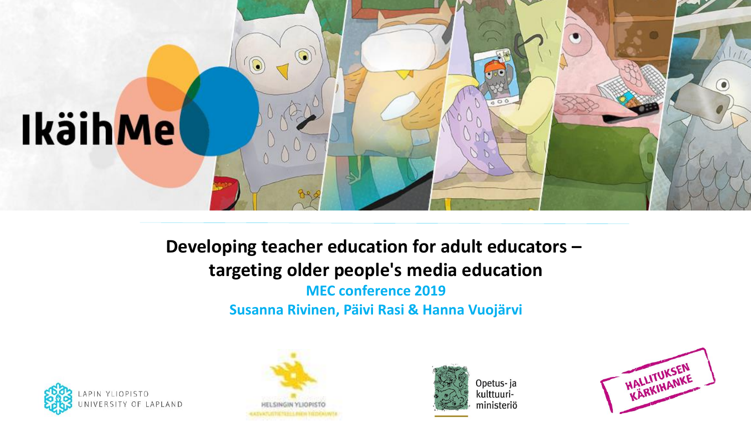IkäihMe

# Developing teacher education for adult educators – targeting older people's media education

**MEC conference 2019**

**Susanna Rivinen, Päivi Rasi & Hanna Vuojärvi**

LAPIN YLIOPISTO
UNIVERSITY OF LAPLAND

HELSINGIN YLIOPISTO

Opetus- ja kulttuuri-ministeriö

HALLITUKSEN KÄRKIHANKE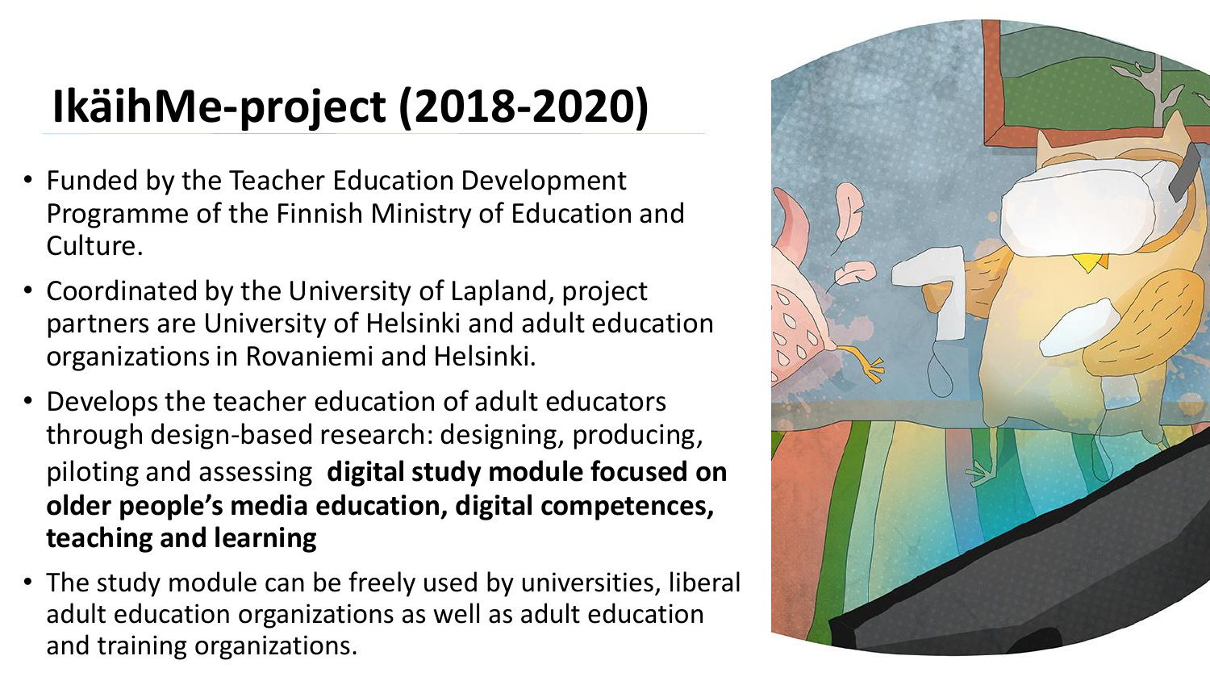# IkäihMe-project (2018-2020)

- Funded by the Teacher Education Development Programme of the Finnish Ministry of Education and Culture.
- Coordinated by the University of Lapland, project partners are University of Helsinki and adult education organizations in Rovaniemi and Helsinki.
- Develops the teacher education of adult educators through design-based research: designing, producing, piloting and assessing **digital study module focused on older people's media education, digital competences, teaching and learning**
- The study module can be freely used by universities, liberal adult education organizations as well as adult education and training organizations.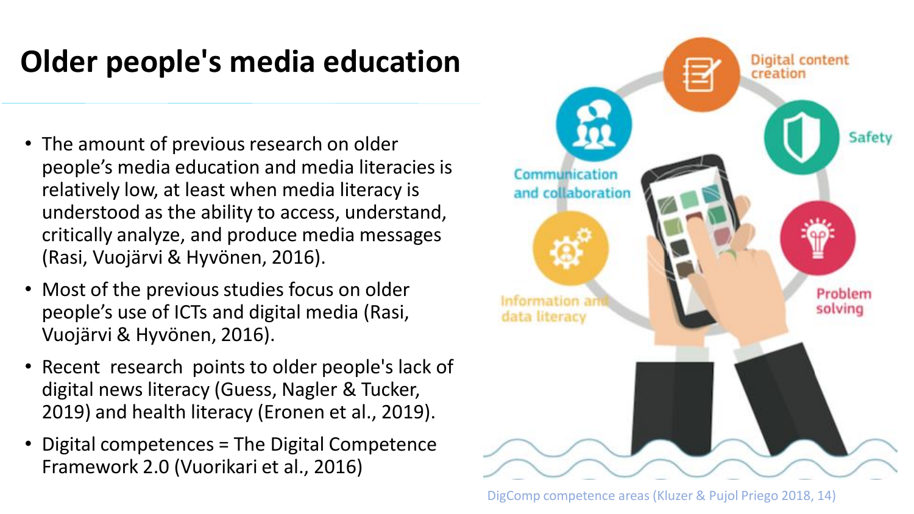# Older people's media education

- The amount of previous research on older people's media education and media literacies is relatively low, at least when media literacy is understood as the ability to access, understand, critically analyze, and produce media messages (Rasi, Vuojärvi & Hyvönen, 2016).
- Most of the previous studies focus on older people's use of ICTs and digital media (Rasi, Vuojärvi & Hyvönen, 2016).
- Recent research points to older people's lack of digital news literacy (Guess, Nagler & Tucker, 2019) and health literacy (Eronen et al., 2019).
- Digital competences = The Digital Competence Framework 2.0 (Vuorikari et al., 2016)

Digital content creation

Safety

Communication and collaboration

Problem solving

Information and data literacy

DigComp competence areas (Kluzer & Pujol Priego 2018, 14)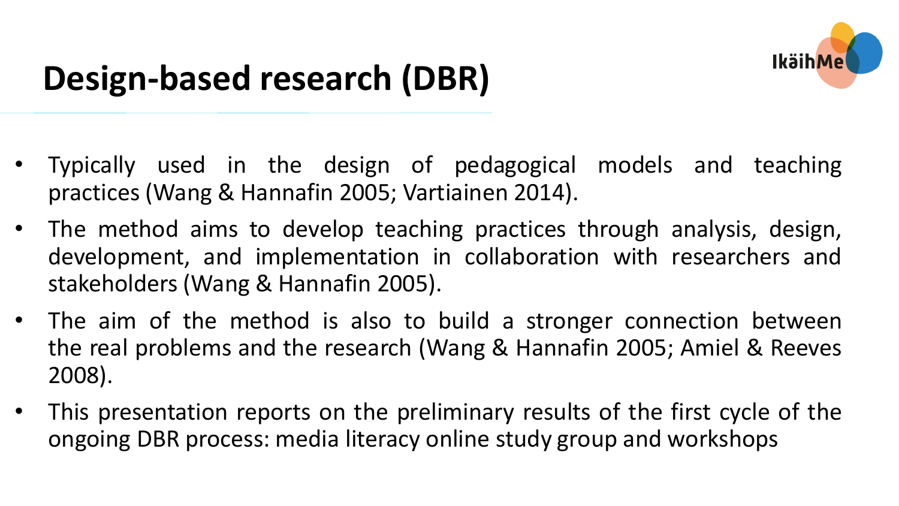# Design-based research (DBR)

- Typically used in the design of pedagogical models and teaching practices (Wang & Hannafin 2005; Vartiainen 2014).
- The method aims to develop teaching practices through analysis, design, development, and implementation in collaboration with researchers and stakeholders (Wang & Hannafin 2005).
- The aim of the method is also to build a stronger connection between the real problems and the research (Wang & Hannafin 2005; Amiel & Reeves 2008).
- This presentation reports on the preliminary results of the first cycle of the ongoing DBR process: media literacy online study group and workshops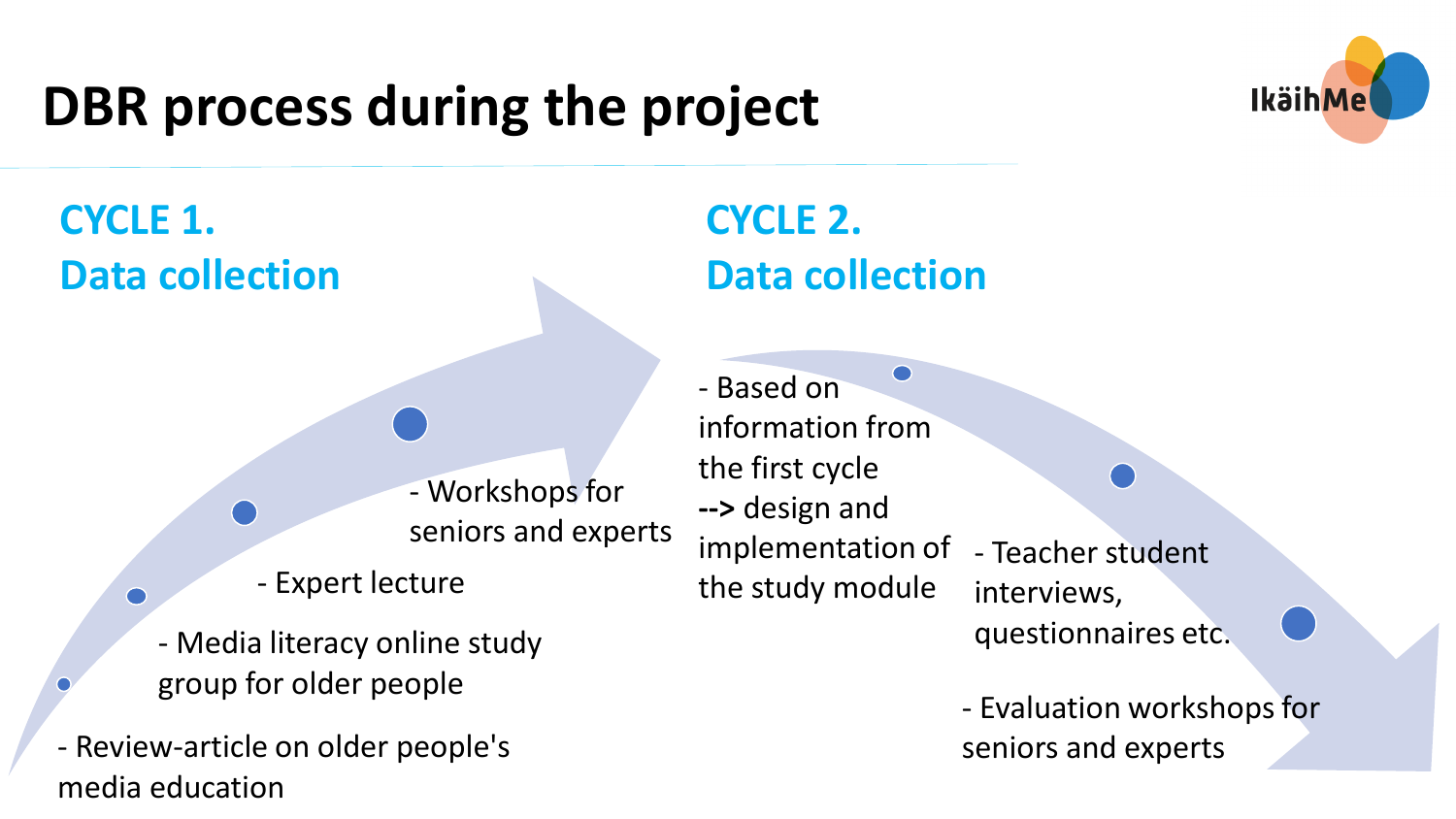# DBR process during the project

IkäihMe

## CYCLE 1.
## Data collection

- Review-article on older people's media education
- Media literacy online study group for older people
- Expert lecture
- Workshops for seniors and experts

## CYCLE 2.
## Data collection

- Based on information from the first cycle **-->** design and implementation of the study module
- Teacher student interviews, questionnaires etc.
- Evaluation workshops for seniors and experts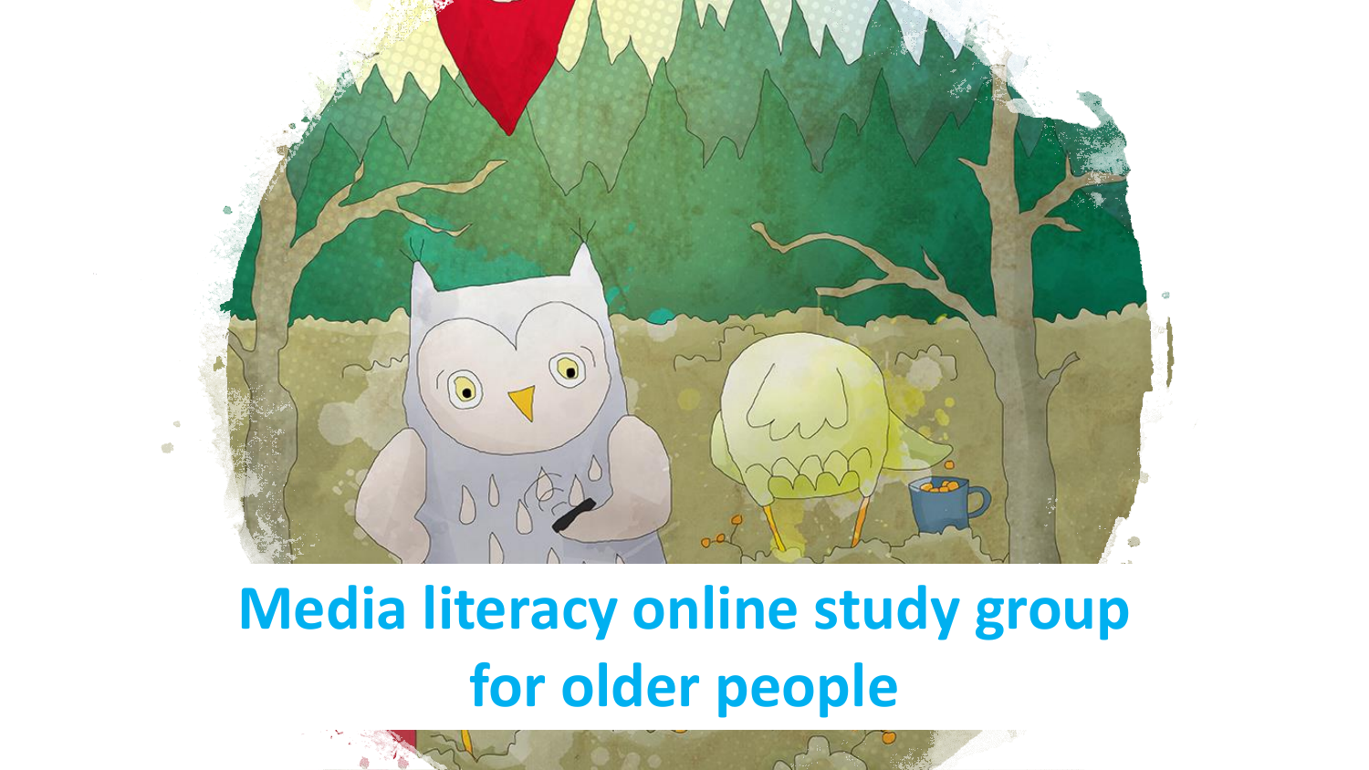# Media literacy online study group for older people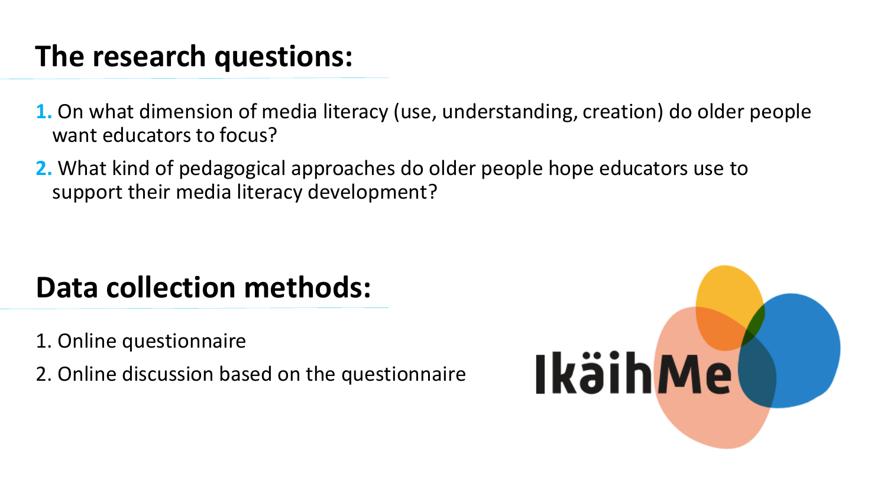## The research questions:

1. On what dimension of media literacy (use, understanding, creation) do older people want educators to focus?
2. What kind of pedagogical approaches do older people hope educators use to support their media literacy development?

## Data collection methods:

1. Online questionnaire
2. Online discussion based on the questionnaire

IkäihMe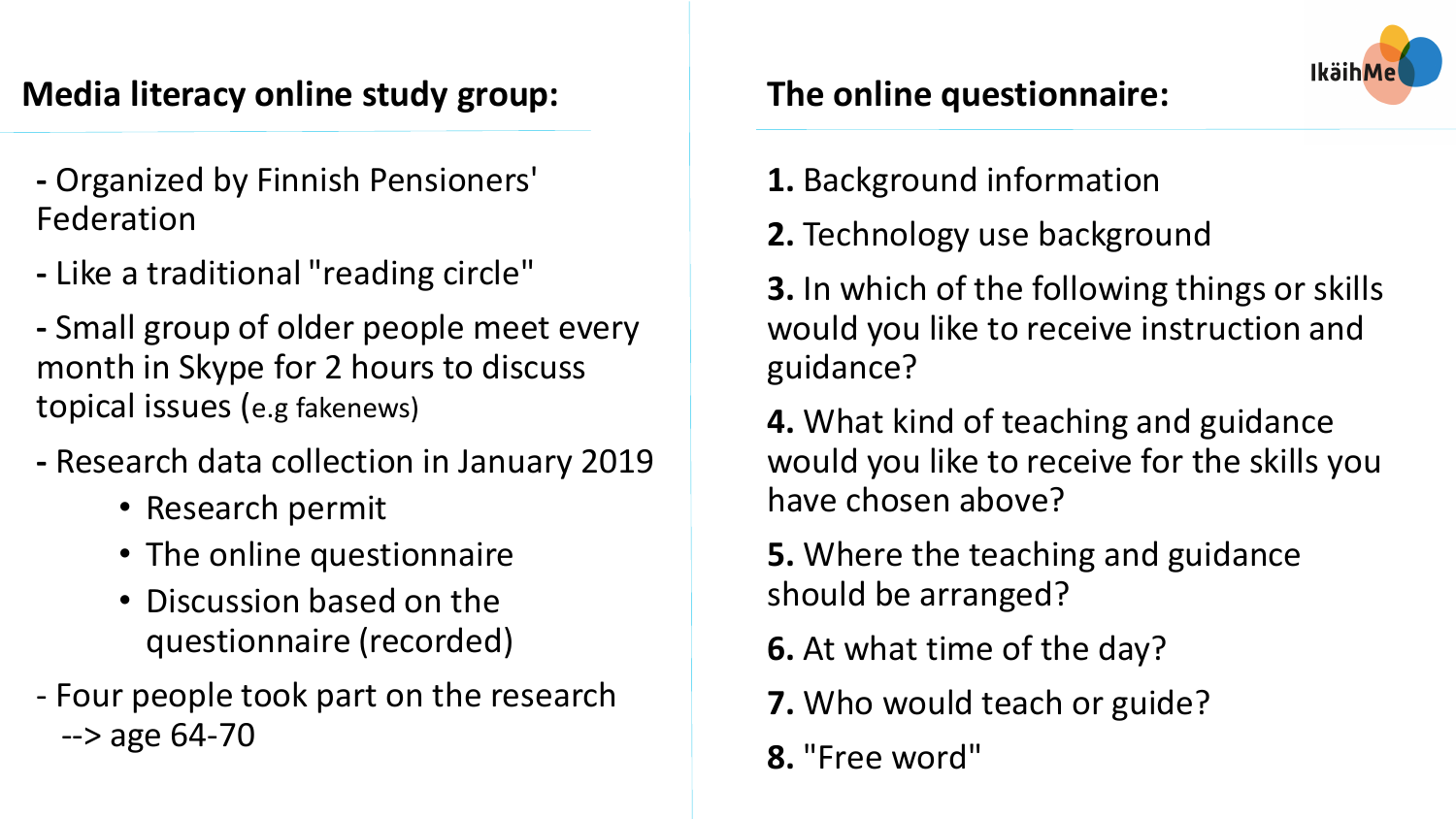## Media literacy online study group:

- Organized by Finnish Pensioners' Federation
- Like a traditional "reading circle"
- Small group of older people meet every month in Skype for 2 hours to discuss topical issues (e.g fakenews)
- Research data collection in January 2019
  - Research permit
  - The online questionnaire
  - Discussion based on the questionnaire (recorded)
- Four people took part on the research --> age 64-70

## The online questionnaire:

IkäihMe

**1.** Background information

**2.** Technology use background

**3.** In which of the following things or skills would you like to receive instruction and guidance?

**4.** What kind of teaching and guidance would you like to receive for the skills you have chosen above?

**5.** Where the teaching and guidance should be arranged?

**6.** At what time of the day?

**7.** Who would teach or guide?

**8.** "Free word"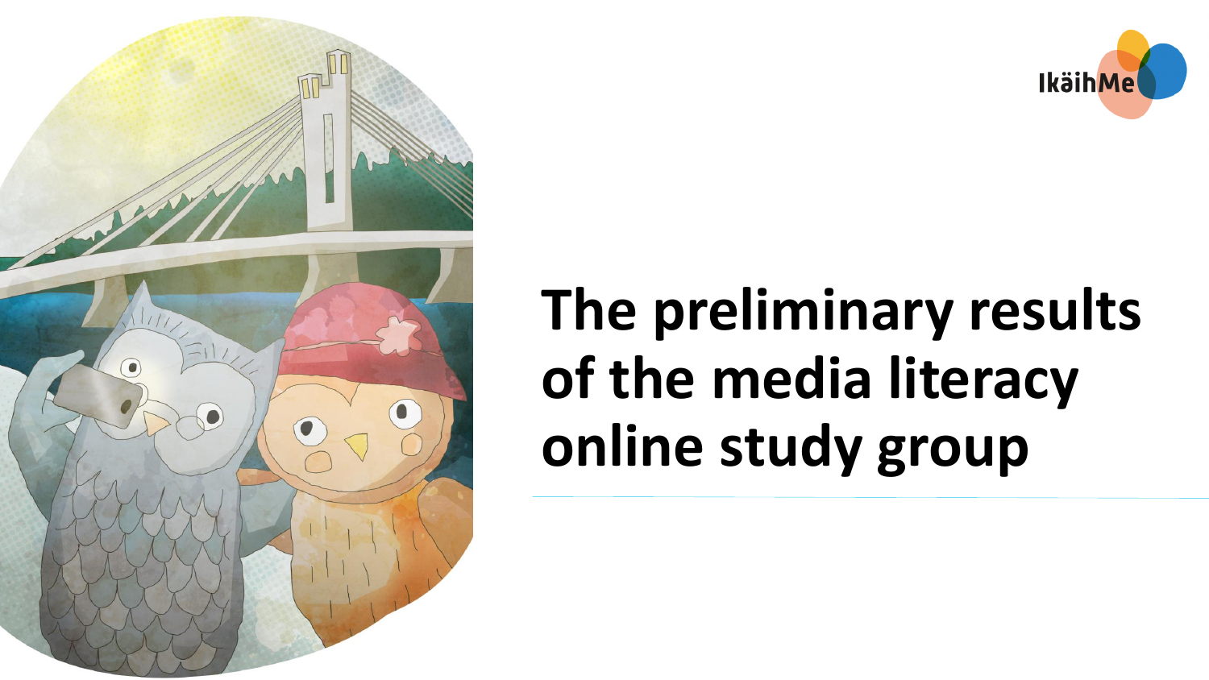# The preliminary results of the media literacy online study group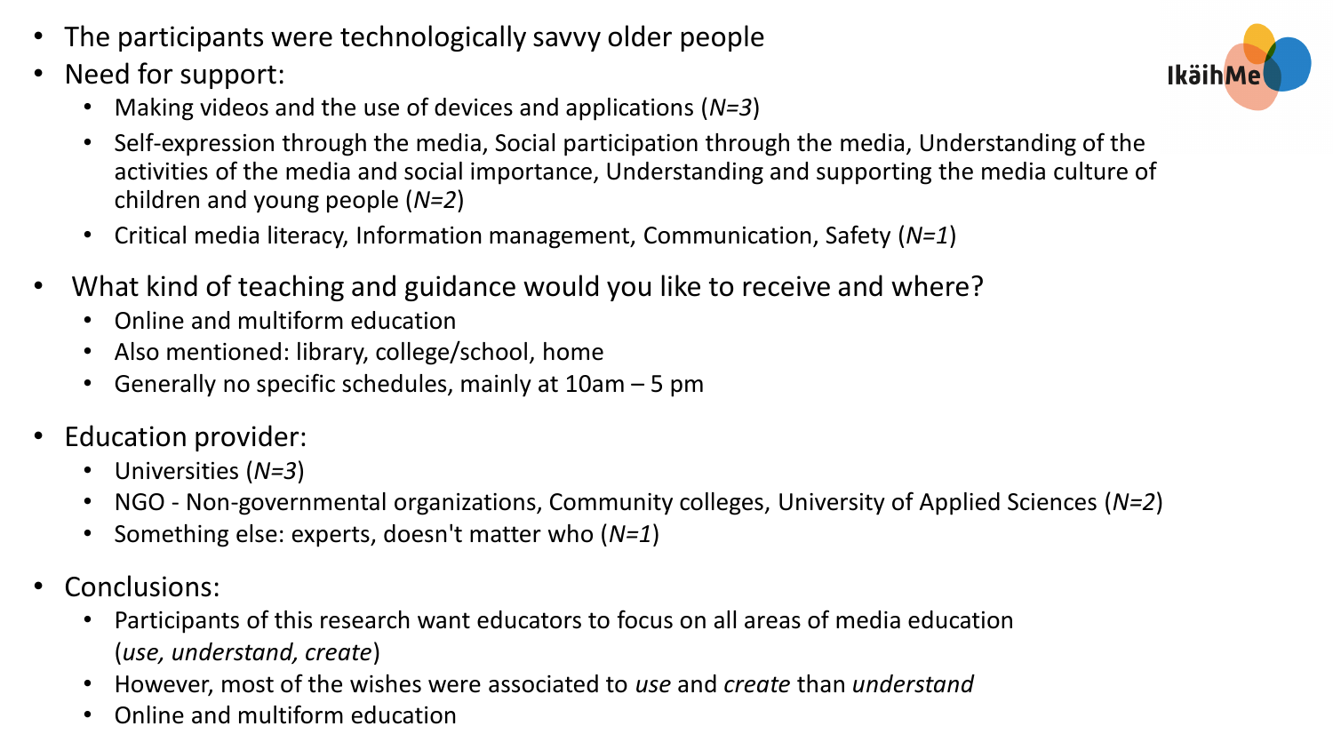- The participants were technologically savvy older people
- Need for support:
  - Making videos and the use of devices and applications (*N=3*)
  - Self-expression through the media, Social participation through the media, Understanding of the activities of the media and social importance, Understanding and supporting the media culture of children and young people (*N=2*)
  - Critical media literacy, Information management, Communication, Safety (*N=1*)
- What kind of teaching and guidance would you like to receive and where?
  - Online and multiform education
  - Also mentioned: library, college/school, home
  - Generally no specific schedules, mainly at 10am – 5 pm
- Education provider:
  - Universities (*N=3*)
  - NGO - Non-governmental organizations, Community colleges, University of Applied Sciences (*N=2*)
  - Something else: experts, doesn't matter who (*N=1*)
- Conclusions:
  - Participants of this research want educators to focus on all areas of media education (*use, understand, create*)
  - However, most of the wishes were associated to *use* and *create* than *understand*
  - Online and multiform education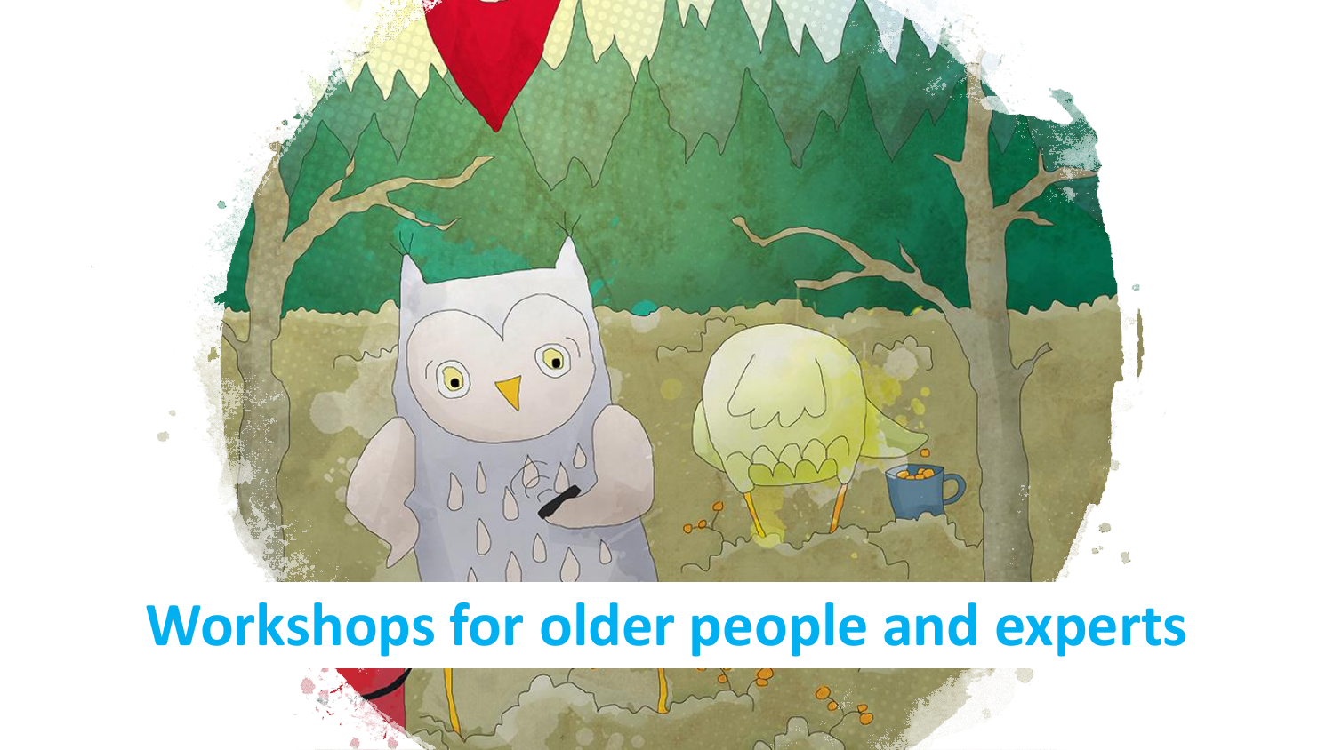# Workshops for older people and experts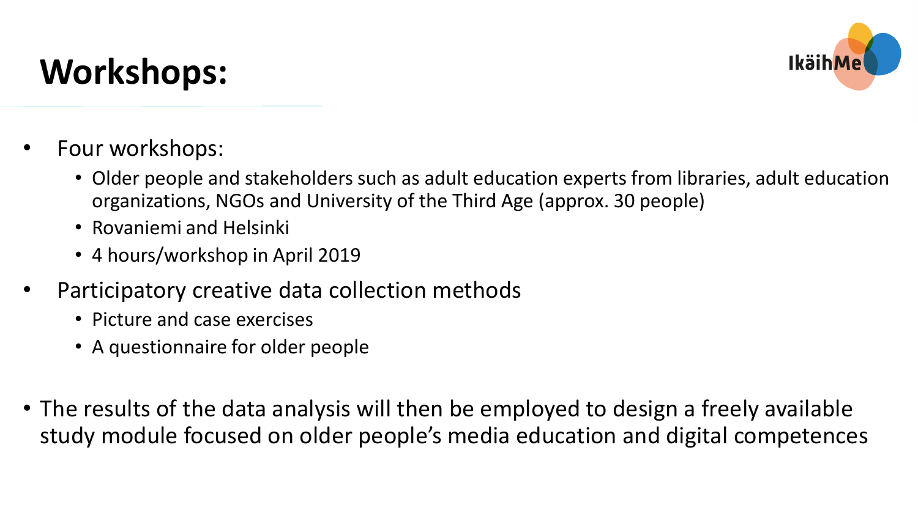# Workshops:

- Four workshops:
  - Older people and stakeholders such as adult education experts from libraries, adult education organizations, NGOs and University of the Third Age (approx. 30 people)
  - Rovaniemi and Helsinki
  - 4 hours/workshop in April 2019
- Participatory creative data collection methods
  - Picture and case exercises
  - A questionnaire for older people
- The results of the data analysis will then be employed to design a freely available study module focused on older people's media education and digital competences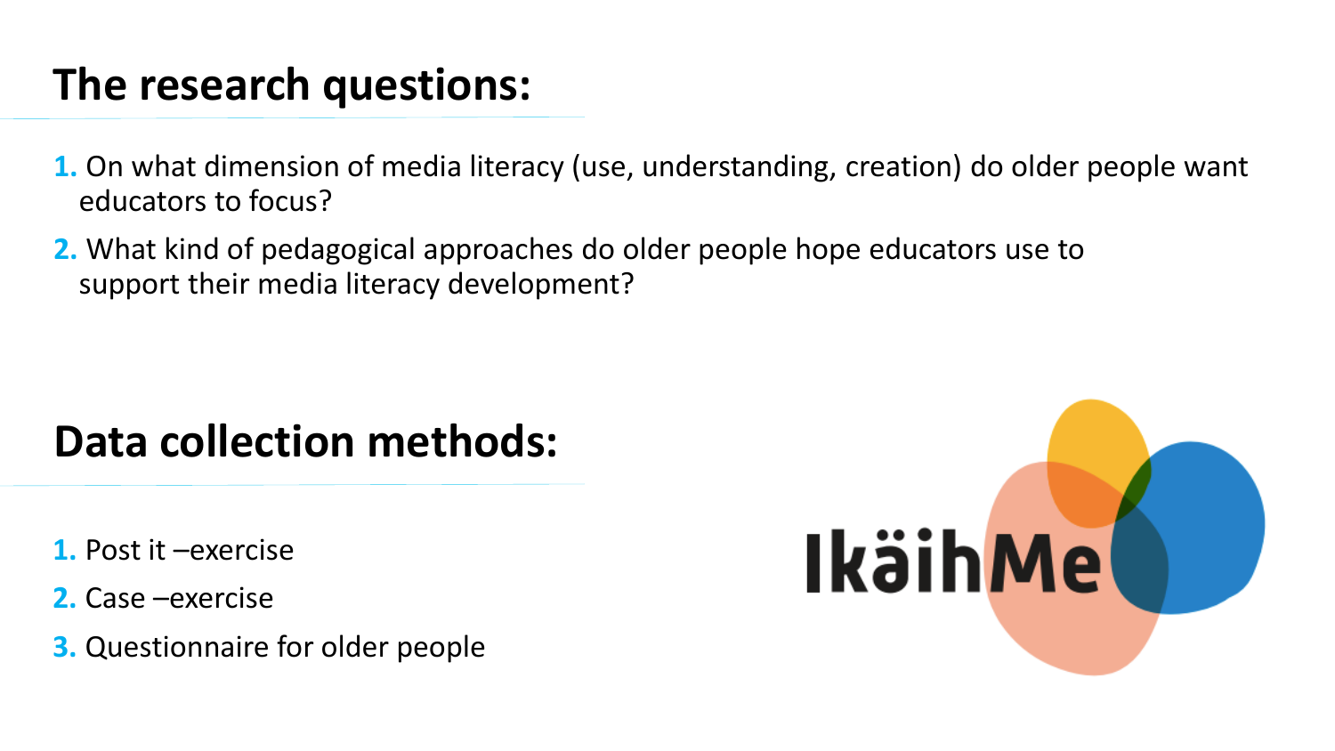## The research questions:

1. On what dimension of media literacy (use, understanding, creation) do older people want educators to focus?
2. What kind of pedagogical approaches do older people hope educators use to support their media literacy development?

## Data collection methods:

1. Post it –exercise
2. Case –exercise
3. Questionnaire for older people

IkäihMe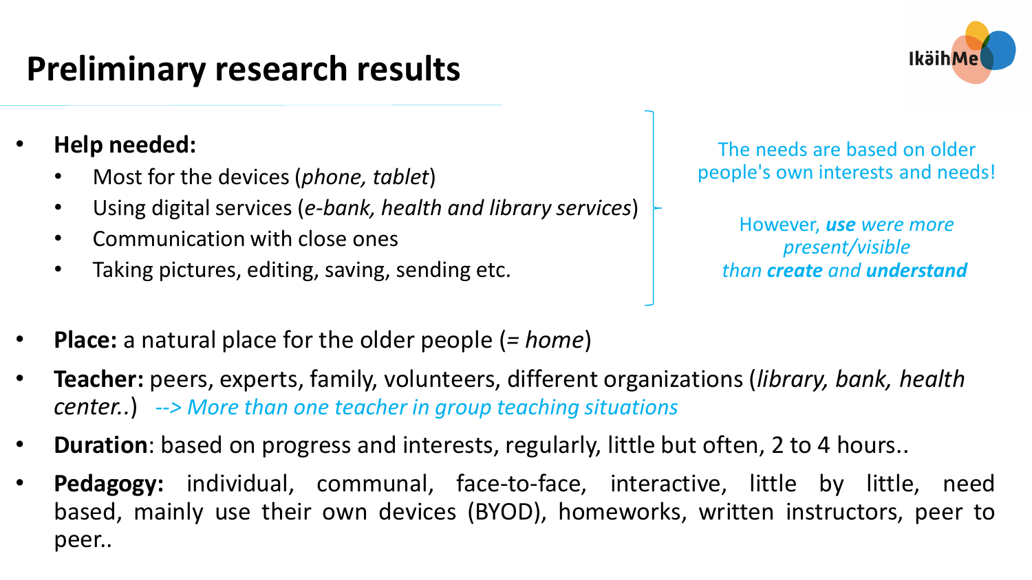# Preliminary research results

- **Help needed:**
  - Most for the devices (*phone, tablet*)
  - Using digital services (*e-bank, health and library services*)
  - Communication with close ones
  - Taking pictures, editing, saving, sending etc.

The needs are based on older people's own interests and needs!

However, ***use*** *were more present/visible than* ***create*** *and* ***understand***

- **Place:** a natural place for the older people (= *home*)
- **Teacher:** peers, experts, family, volunteers, different organizations (*library, bank, health center..*) *--> More than one teacher in group teaching situations*
- **Duration**: based on progress and interests, regularly, little but often, 2 to 4 hours..
- **Pedagogy:** individual, communal, face-to-face, interactive, little by little, need based, mainly use their own devices (BYOD), homeworks, written instructors, peer to peer..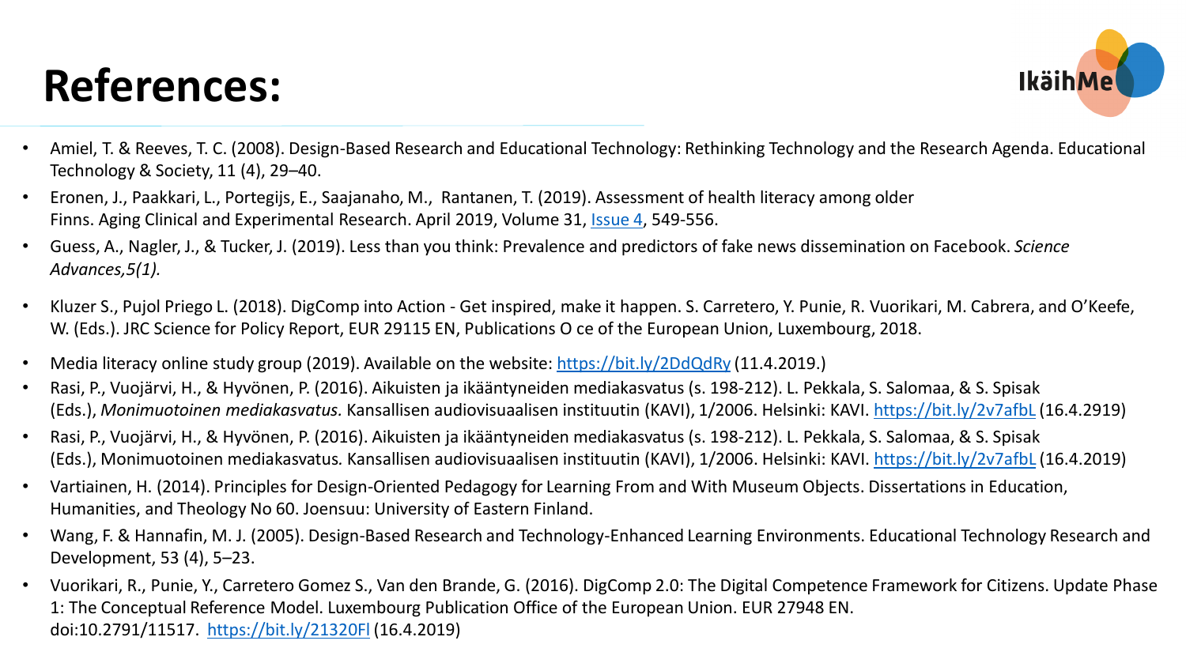# References:

- Amiel, T. & Reeves, T. C. (2008). Design-Based Research and Educational Technology: Rethinking Technology and the Research Agenda. Educational Technology & Society, 11 (4), 29–40.
- Eronen, J., Paakkari, L., Portegijs, E., Saajanaho, M., Rantanen, T. (2019). Assessment of health literacy among older Finns. Aging Clinical and Experimental Research. April 2019, Volume 31, Issue 4, 549-556.
- Guess, A., Nagler, J., & Tucker, J. (2019). Less than you think: Prevalence and predictors of fake news dissemination on Facebook. *Science Advances,5(1).*
- Kluzer S., Pujol Priego L. (2018). DigComp into Action - Get inspired, make it happen. S. Carretero, Y. Punie, R. Vuorikari, M. Cabrera, and O'Keefe, W. (Eds.). JRC Science for Policy Report, EUR 29115 EN, Publications O ce of the European Union, Luxembourg, 2018.
- Media literacy online study group (2019). Available on the website: https://bit.ly/2DdQdRy (11.4.2019.)
- Rasi, P., Vuojärvi, H., & Hyvönen, P. (2016). Aikuisten ja ikääntyneiden mediakasvatus (s. 198-212). L. Pekkala, S. Salomaa, & S. Spisak (Eds.), *Monimuotoinen mediakasvatus.* Kansallisen audiovisuaalisen instituutin (KAVI), 1/2006. Helsinki: KAVI. https://bit.ly/2v7afbL (16.4.2919)
- Rasi, P., Vuojärvi, H., & Hyvönen, P. (2016). Aikuisten ja ikääntyneiden mediakasvatus (s. 198-212). L. Pekkala, S. Salomaa, & S. Spisak (Eds.), Monimuotoinen mediakasvatus. Kansallisen audiovisuaalisen instituutin (KAVI), 1/2006. Helsinki: KAVI. https://bit.ly/2v7afbL (16.4.2019)
- Vartiainen, H. (2014). Principles for Design-Oriented Pedagogy for Learning From and With Museum Objects. Dissertations in Education, Humanities, and Theology No 60. Joensuu: University of Eastern Finland.
- Wang, F. & Hannafin, M. J. (2005). Design-Based Research and Technology-Enhanced Learning Environments. Educational Technology Research and Development, 53 (4), 5–23.
- Vuorikari, R., Punie, Y., Carretero Gomez S., Van den Brande, G. (2016). DigComp 2.0: The Digital Competence Framework for Citizens. Update Phase 1: The Conceptual Reference Model. Luxembourg Publication Office of the European Union. EUR 27948 EN. doi:10.2791/11517. https://bit.ly/21320Fl (16.4.2019)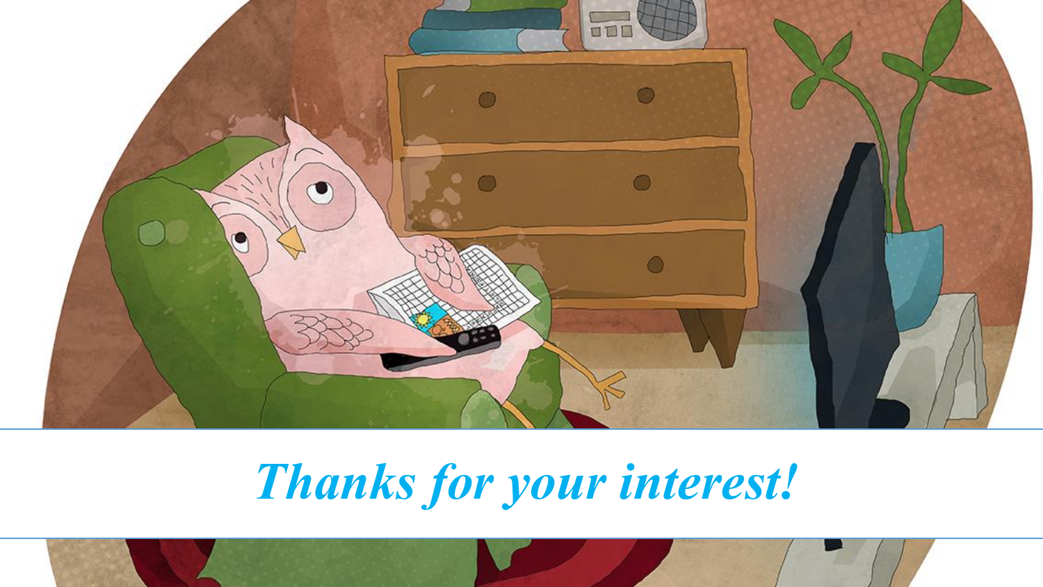*Thanks for your interest!*